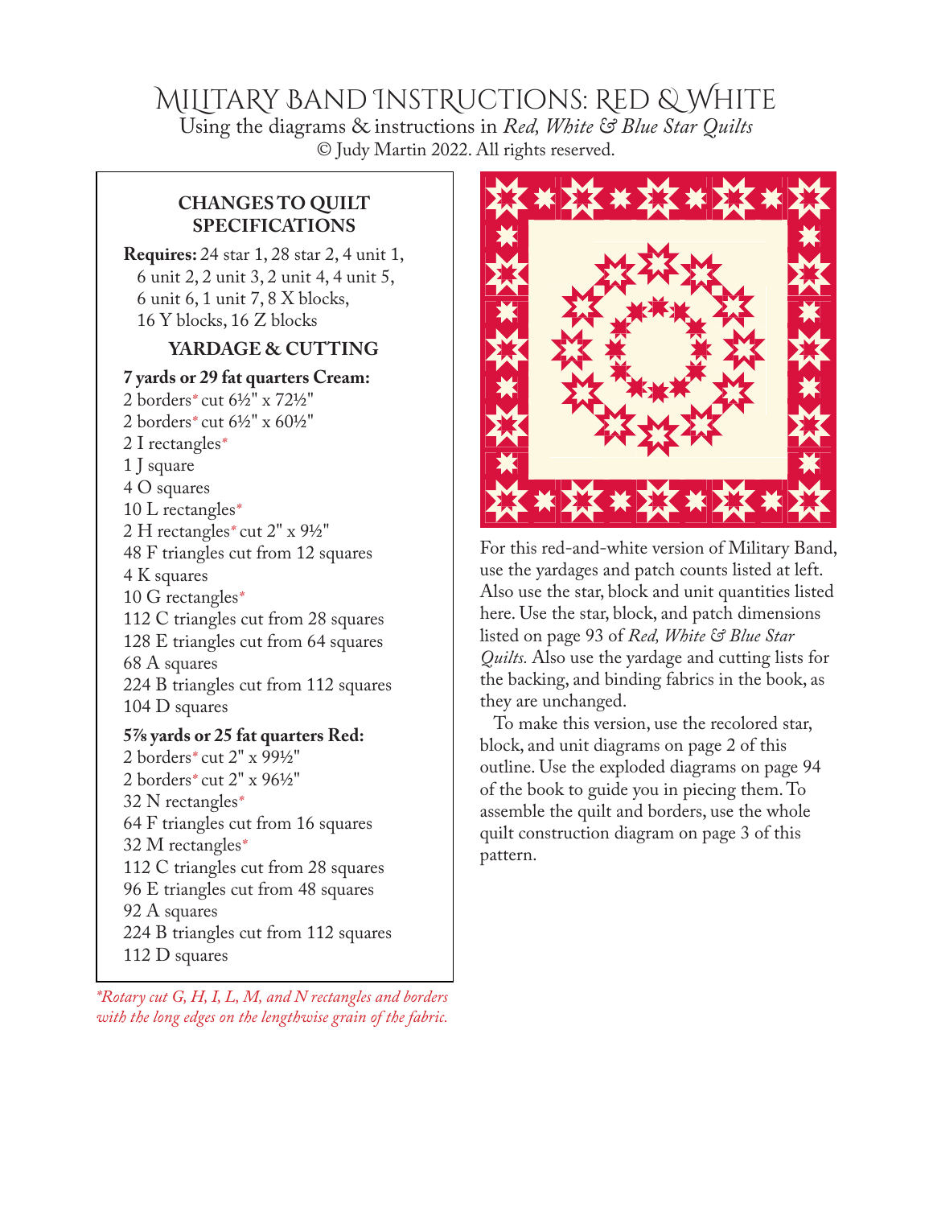# Military Band Instructions: Red & White

Using the diagrams & instructions in *Red, White & Blue Star Quilts*

© Judy Martin 2022. All rights reserved.

## CHANGES TO QUILT SPECIFICATIONS

**Requires:** 24 star 1, 28 star 2, 4 unit 1, 6 unit 2, 2 unit 3, 2 unit 4, 4 unit 5, 6 unit 6, 1 unit 7, 8 X blocks, 16 Y blocks, 16 Z blocks

### YARDAGE & CUTTING

**7 yards or 29 fat quarters Cream:**

2 borders* cut 6½" x 72½"
2 borders* cut 6½" x 60½"
2 I rectangles*
1 J square
4 O squares
10 L rectangles*
2 H rectangles* cut 2" x 9½"
48 F triangles cut from 12 squares
4 K squares
10 G rectangles*
112 C triangles cut from 28 squares
128 E triangles cut from 64 squares
68 A squares
224 B triangles cut from 112 squares
104 D squares

**5⅞ yards or 25 fat quarters Red:**

2 borders* cut 2" x 99½"
2 borders* cut 2" x 96½"
32 N rectangles*
64 F triangles cut from 16 squares
32 M rectangles*
112 C triangles cut from 28 squares
96 E triangles cut from 48 squares
92 A squares
224 B triangles cut from 112 squares
112 D squares

*\*Rotary cut G, H, I, L, M, and N rectangles and borders with the long edges on the lengthwise grain of the fabric.*

For this red-and-white version of Military Band, use the yardages and patch counts listed at left. Also use the star, block and unit quantities listed here. Use the star, block, and patch dimensions listed on page 93 of *Red, White & Blue Star Quilts.* Also use the yardage and cutting lists for the backing, and binding fabrics in the book, as they are unchanged.

To make this version, use the recolored star, block, and unit diagrams on page 2 of this outline. Use the exploded diagrams on page 94 of the book to guide you in piecing them. To assemble the quilt and borders, use the whole quilt construction diagram on page 3 of this pattern.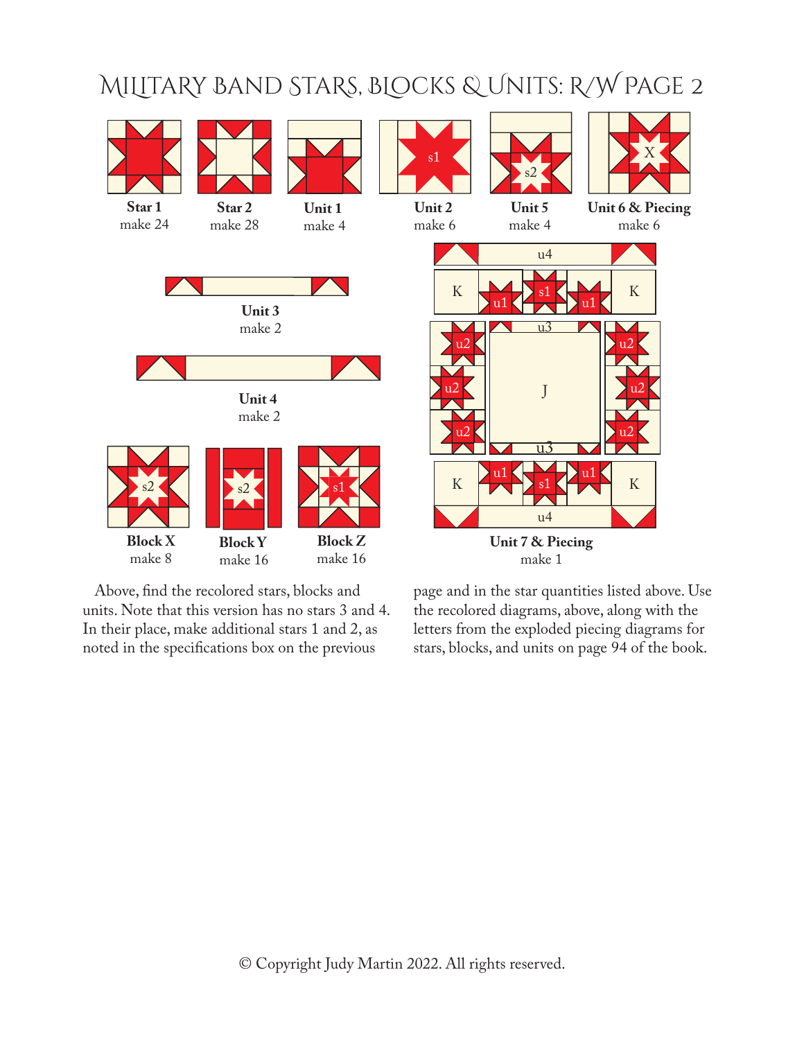# Military Band Stars, Blocks & Units: R/W Page 2

**Star 1**
make 24

**Star 2**
make 28

**Unit 1**
make 4

**Unit 2**
make 6

**Unit 5**
make 4

**Unit 6 & Piecing**
make 6

**Unit 3**
make 2

**Unit 4**
make 2

**Block X**
make 8

**Block Y**
make 16

**Block Z**
make 16

**Unit 7 & Piecing**
make 1

Above, find the recolored stars, blocks and units. Note that this version has no stars 3 and 4. In their place, make additional stars 1 and 2, as noted in the specifications box on the previous page and in the star quantities listed above. Use the recolored diagrams, above, along with the letters from the exploded piecing diagrams for stars, blocks, and units on page 94 of the book.

© Copyright Judy Martin 2022. All rights reserved.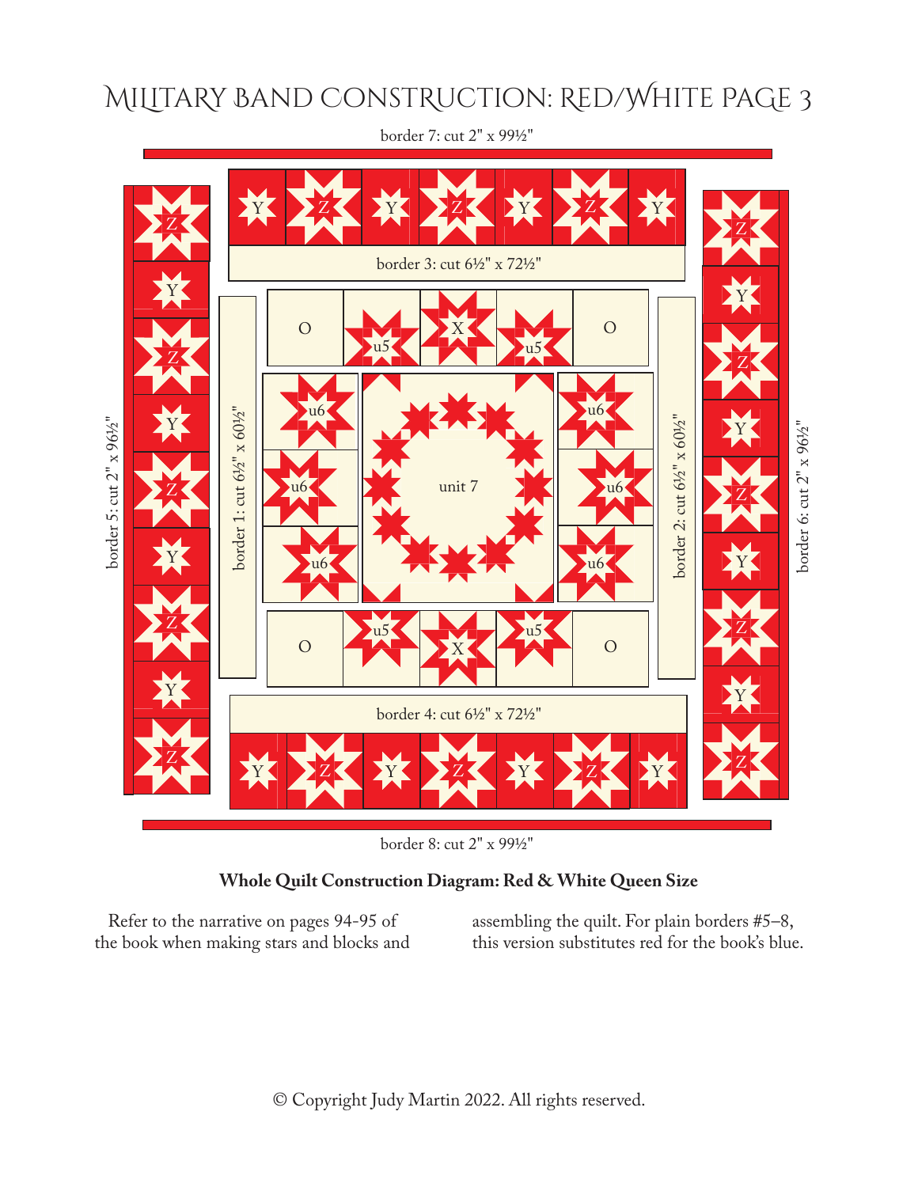# Military Band Construction: Red/White Page 3

border 7: cut 2" x 99½"

Y Z Y Z Y Z Y

border 3: cut 6½" x 72½"

border 5: cut 2" x 96½"

border 1: cut 6½" x 60½"

O u5 X u5 O

u6 u6 u6 unit 7 u6 u6 u6

O u5 X u5 O

border 2: cut 6½" x 60½"

border 6: cut 2" x 96½"

border 4: cut 6½" x 72½"

Y Z Y Z Y Z Y

border 8: cut 2" x 99½"

**Whole Quilt Construction Diagram: Red & White Queen Size**

Refer to the narrative on pages 94-95 of the book when making stars and blocks and assembling the quilt. For plain borders #5–8, this version substitutes red for the book's blue.

© Copyright Judy Martin 2022. All rights reserved.